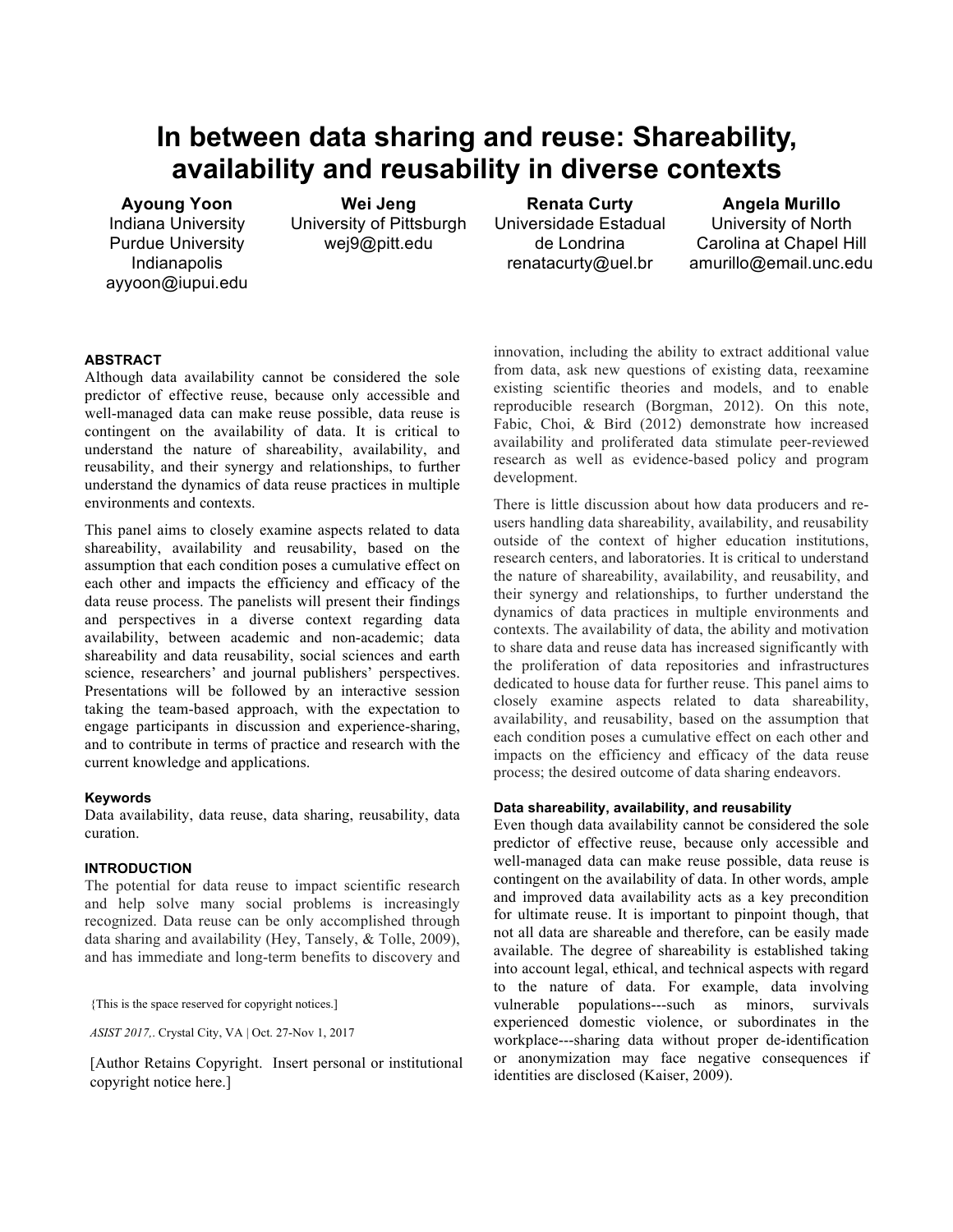# In between data sharing and reuse: Shareability, availability and reusability in diverse contexts

**Ayoung Yoon**
Indiana University Purdue University Indianapolis
ayyoon@iupui.edu

**Wei Jeng**
University of Pittsburgh
wej9@pitt.edu

**Renata Curty**
Universidade Estadual de Londrina
renatacurty@uel.br

**Angela Murillo**
University of North Carolina at Chapel Hill
amurillo@email.unc.edu

## ABSTRACT

Although data availability cannot be considered the sole predictor of effective reuse, because only accessible and well-managed data can make reuse possible, data reuse is contingent on the availability of data. It is critical to understand the nature of shareability, availability, and reusability, and their synergy and relationships, to further understand the dynamics of data reuse practices in multiple environments and contexts.

This panel aims to closely examine aspects related to data shareability, availability and reusability, based on the assumption that each condition poses a cumulative effect on each other and impacts the efficiency and efficacy of the data reuse process. The panelists will present their findings and perspectives in a diverse context regarding data availability, between academic and non-academic; data shareability and data reusability, social sciences and earth science, researchers' and journal publishers' perspectives. Presentations will be followed by an interactive session taking the team-based approach, with the expectation to engage participants in discussion and experience-sharing, and to contribute in terms of practice and research with the current knowledge and applications.

### Keywords

Data availability, data reuse, data sharing, reusability, data curation.

## INTRODUCTION

The potential for data reuse to impact scientific research and help solve many social problems is increasingly recognized. Data reuse can be only accomplished through data sharing and availability (Hey, Tansely, & Tolle, 2009), and has immediate and long-term benefits to discovery and innovation, including the ability to extract additional value from data, ask new questions of existing data, reexamine existing scientific theories and models, and to enable reproducible research (Borgman, 2012). On this note, Fabic, Choi, & Bird (2012) demonstrate how increased availability and proliferated data stimulate peer-reviewed research as well as evidence-based policy and program development.

There is little discussion about how data producers and re-users handling data shareability, availability, and reusability outside of the context of higher education institutions, research centers, and laboratories. It is critical to understand the nature of shareability, availability, and reusability, and their synergy and relationships, to further understand the dynamics of data practices in multiple environments and contexts. The availability of data, the ability and motivation to share data and reuse data has increased significantly with the proliferation of data repositories and infrastructures dedicated to house data for further reuse. This panel aims to closely examine aspects related to data shareability, availability, and reusability, based on the assumption that each condition poses a cumulative effect on each other and impacts on the efficiency and efficacy of the data reuse process; the desired outcome of data sharing endeavors.

### Data shareability, availability, and reusability

Even though data availability cannot be considered the sole predictor of effective reuse, because only accessible and well-managed data can make reuse possible, data reuse is contingent on the availability of data. In other words, ample and improved data availability acts as a key precondition for ultimate reuse. It is important to pinpoint though, that not all data are shareable and therefore, can be easily made available. The degree of shareability is established taking into account legal, ethical, and technical aspects with regard to the nature of data. For example, data involving vulnerable populations---such as minors, survivals experienced domestic violence, or subordinates in the workplace---sharing data without proper de-identification or anonymization may face negative consequences if identities are disclosed (Kaiser, 2009).

{This is the space reserved for copyright notices.]

*ASIST 2017,*. Crystal City, VA | Oct. 27-Nov 1, 2017

[Author Retains Copyright. Insert personal or institutional copyright notice here.]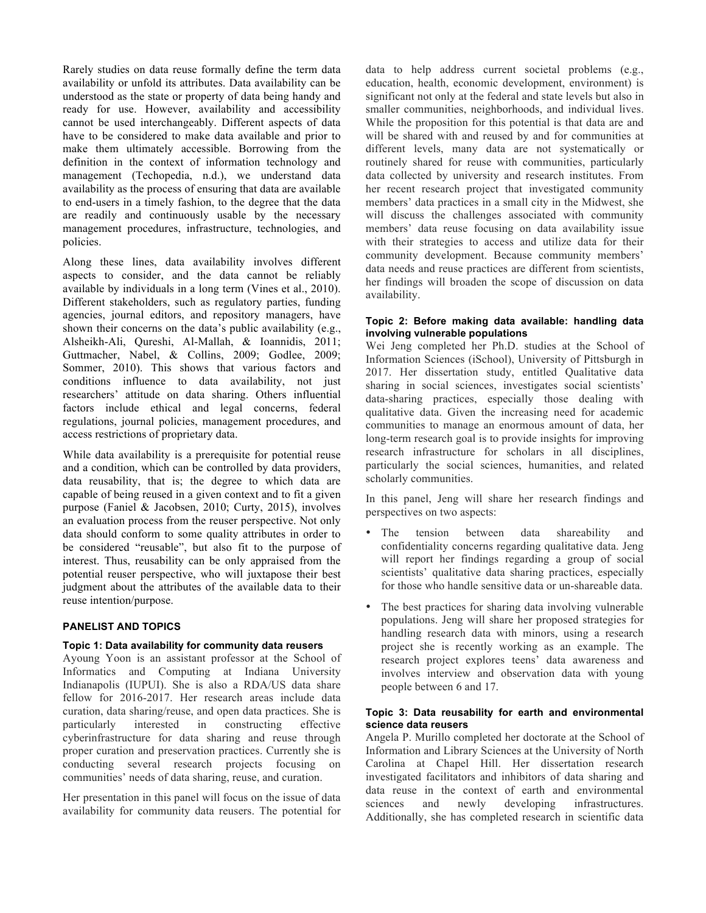Rarely studies on data reuse formally define the term data availability or unfold its attributes. Data availability can be understood as the state or property of data being handy and ready for use. However, availability and accessibility cannot be used interchangeably. Different aspects of data have to be considered to make data available and prior to make them ultimately accessible. Borrowing from the definition in the context of information technology and management (Techopedia, n.d.), we understand data availability as the process of ensuring that data are available to end-users in a timely fashion, to the degree that the data are readily and continuously usable by the necessary management procedures, infrastructure, technologies, and policies.

Along these lines, data availability involves different aspects to consider, and the data cannot be reliably available by individuals in a long term (Vines et al., 2010). Different stakeholders, such as regulatory parties, funding agencies, journal editors, and repository managers, have shown their concerns on the data's public availability (e.g., Alsheikh-Ali, Qureshi, Al-Mallah, & Ioannidis, 2011; Guttmacher, Nabel, & Collins, 2009; Godlee, 2009; Sommer, 2010). This shows that various factors and conditions influence to data availability, not just researchers' attitude on data sharing. Others influential factors include ethical and legal concerns, federal regulations, journal policies, management procedures, and access restrictions of proprietary data.

While data availability is a prerequisite for potential reuse and a condition, which can be controlled by data providers, data reusability, that is; the degree to which data are capable of being reused in a given context and to fit a given purpose (Faniel & Jacobsen, 2010; Curty, 2015), involves an evaluation process from the reuser perspective. Not only data should conform to some quality attributes in order to be considered "reusable", but also fit to the purpose of interest. Thus, reusability can be only appraised from the potential reuser perspective, who will juxtapose their best judgment about the attributes of the available data to their reuse intention/purpose.

## PANELIST AND TOPICS

### Topic 1: Data availability for community data reusers

Ayoung Yoon is an assistant professor at the School of Informatics and Computing at Indiana University Indianapolis (IUPUI). She is also a RDA/US data share fellow for 2016-2017. Her research areas include data curation, data sharing/reuse, and open data practices. She is particularly interested in constructing effective cyberinfrastructure for data sharing and reuse through proper curation and preservation practices. Currently she is conducting several research projects focusing on communities' needs of data sharing, reuse, and curation.

Her presentation in this panel will focus on the issue of data availability for community data reusers. The potential for data to help address current societal problems (e.g., education, health, economic development, environment) is significant not only at the federal and state levels but also in smaller communities, neighborhoods, and individual lives. While the proposition for this potential is that data are and will be shared with and reused by and for communities at different levels, many data are not systematically or routinely shared for reuse with communities, particularly data collected by university and research institutes. From her recent research project that investigated community members' data practices in a small city in the Midwest, she will discuss the challenges associated with community members' data reuse focusing on data availability issue with their strategies to access and utilize data for their community development. Because community members' data needs and reuse practices are different from scientists, her findings will broaden the scope of discussion on data availability.

### Topic 2: Before making data available: handling data involving vulnerable populations

Wei Jeng completed her Ph.D. studies at the School of Information Sciences (iSchool), University of Pittsburgh in 2017. Her dissertation study, entitled Qualitative data sharing in social sciences, investigates social scientists' data-sharing practices, especially those dealing with qualitative data. Given the increasing need for academic communities to manage an enormous amount of data, her long-term research goal is to provide insights for improving research infrastructure for scholars in all disciplines, particularly the social sciences, humanities, and related scholarly communities.

In this panel, Jeng will share her research findings and perspectives on two aspects:

- The tension between data shareability and confidentiality concerns regarding qualitative data. Jeng will report her findings regarding a group of social scientists' qualitative data sharing practices, especially for those who handle sensitive data or un-shareable data.
- The best practices for sharing data involving vulnerable populations. Jeng will share her proposed strategies for handling research data with minors, using a research project she is recently working as an example. The research project explores teens' data awareness and involves interview and observation data with young people between 6 and 17.

### Topic 3: Data reusability for earth and environmental science data reusers

Angela P. Murillo completed her doctorate at the School of Information and Library Sciences at the University of North Carolina at Chapel Hill. Her dissertation research investigated facilitators and inhibitors of data sharing and data reuse in the context of earth and environmental sciences and newly developing infrastructures. Additionally, she has completed research in scientific data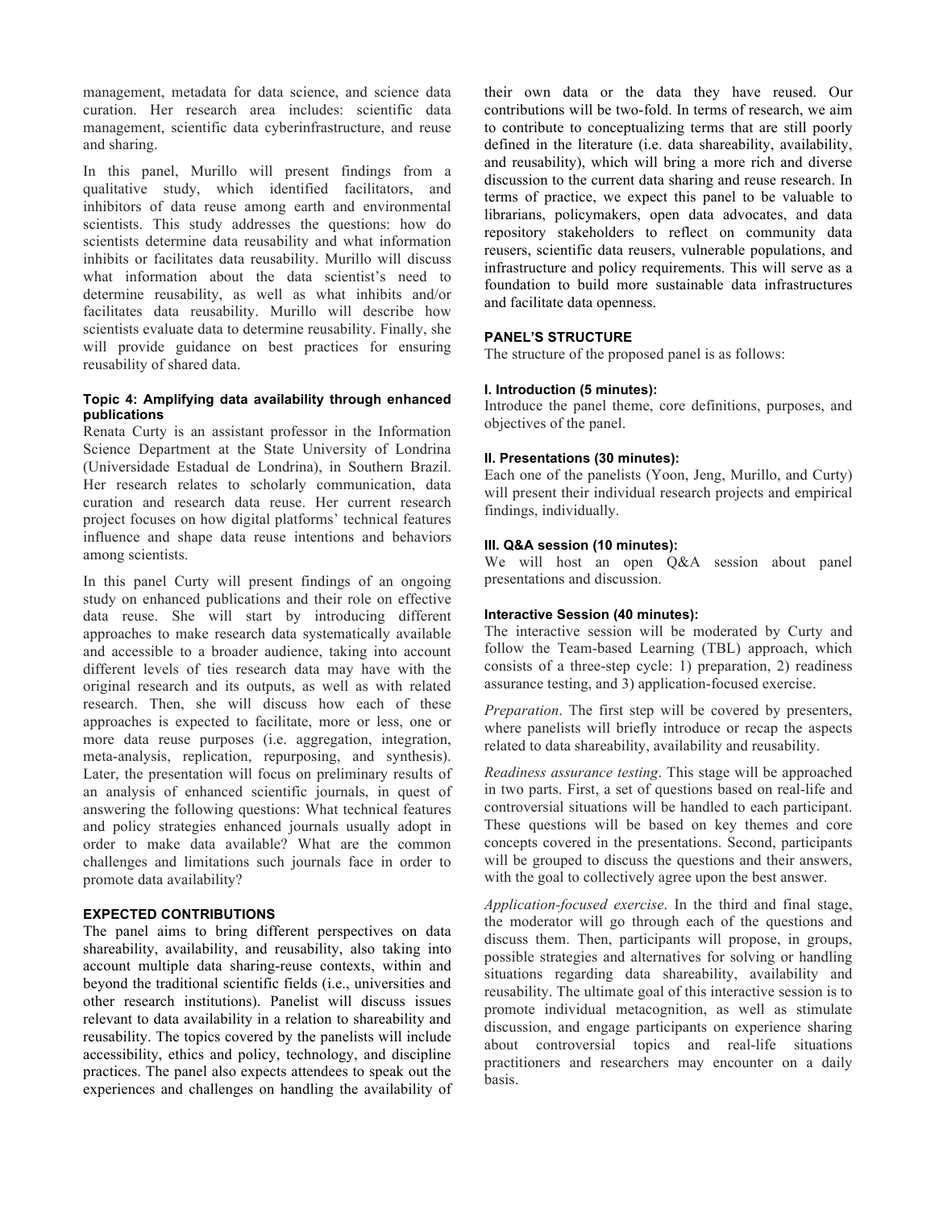management, metadata for data science, and science data curation. Her research area includes: scientific data management, scientific data cyberinfrastructure, and reuse and sharing.

In this panel, Murillo will present findings from a qualitative study, which identified facilitators, and inhibitors of data reuse among earth and environmental scientists. This study addresses the questions: how do scientists determine data reusability and what information inhibits or facilitates data reusability. Murillo will discuss what information about the data scientist's need to determine reusability, as well as what inhibits and/or facilitates data reusability. Murillo will describe how scientists evaluate data to determine reusability. Finally, she will provide guidance on best practices for ensuring reusability of shared data.

#### Topic 4: Amplifying data availability through enhanced publications

Renata Curty is an assistant professor in the Information Science Department at the State University of Londrina (Universidade Estadual de Londrina), in Southern Brazil. Her research relates to scholarly communication, data curation and research data reuse. Her current research project focuses on how digital platforms' technical features influence and shape data reuse intentions and behaviors among scientists.

In this panel Curty will present findings of an ongoing study on enhanced publications and their role on effective data reuse. She will start by introducing different approaches to make research data systematically available and accessible to a broader audience, taking into account different levels of ties research data may have with the original research and its outputs, as well as with related research. Then, she will discuss how each of these approaches is expected to facilitate, more or less, one or more data reuse purposes (i.e. aggregation, integration, meta-analysis, replication, repurposing, and synthesis). Later, the presentation will focus on preliminary results of an analysis of enhanced scientific journals, in quest of answering the following questions: What technical features and policy strategies enhanced journals usually adopt in order to make data available? What are the common challenges and limitations such journals face in order to promote data availability?

### EXPECTED CONTRIBUTIONS

The panel aims to bring different perspectives on data shareability, availability, and reusability, also taking into account multiple data sharing-reuse contexts, within and beyond the traditional scientific fields (i.e., universities and other research institutions). Panelist will discuss issues relevant to data availability in a relation to shareability and reusability. The topics covered by the panelists will include accessibility, ethics and policy, technology, and discipline practices. The panel also expects attendees to speak out the experiences and challenges on handling the availability of their own data or the data they have reused. Our contributions will be two-fold. In terms of research, we aim to contribute to conceptualizing terms that are still poorly defined in the literature (i.e. data shareability, availability, and reusability), which will bring a more rich and diverse discussion to the current data sharing and reuse research. In terms of practice, we expect this panel to be valuable to librarians, policymakers, open data advocates, and data repository stakeholders to reflect on community data reusers, scientific data reusers, vulnerable populations, and infrastructure and policy requirements. This will serve as a foundation to build more sustainable data infrastructures and facilitate data openness.

### PANEL'S STRUCTURE

The structure of the proposed panel is as follows:

#### I. Introduction (5 minutes):

Introduce the panel theme, core definitions, purposes, and objectives of the panel.

#### II. Presentations (30 minutes):

Each one of the panelists (Yoon, Jeng, Murillo, and Curty) will present their individual research projects and empirical findings, individually.

#### III. Q&A session (10 minutes):

We will host an open Q&A session about panel presentations and discussion.

#### Interactive Session (40 minutes):

The interactive session will be moderated by Curty and follow the Team-based Learning (TBL) approach, which consists of a three-step cycle: 1) preparation, 2) readiness assurance testing, and 3) application-focused exercise.

*Preparation*. The first step will be covered by presenters, where panelists will briefly introduce or recap the aspects related to data shareability, availability and reusability.

*Readiness assurance testing*. This stage will be approached in two parts. First, a set of questions based on real-life and controversial situations will be handled to each participant. These questions will be based on key themes and core concepts covered in the presentations. Second, participants will be grouped to discuss the questions and their answers, with the goal to collectively agree upon the best answer.

*Application-focused exercise*. In the third and final stage, the moderator will go through each of the questions and discuss them. Then, participants will propose, in groups, possible strategies and alternatives for solving or handling situations regarding data shareability, availability and reusability. The ultimate goal of this interactive session is to promote individual metacognition, as well as stimulate discussion, and engage participants on experience sharing about controversial topics and real-life situations practitioners and researchers may encounter on a daily basis.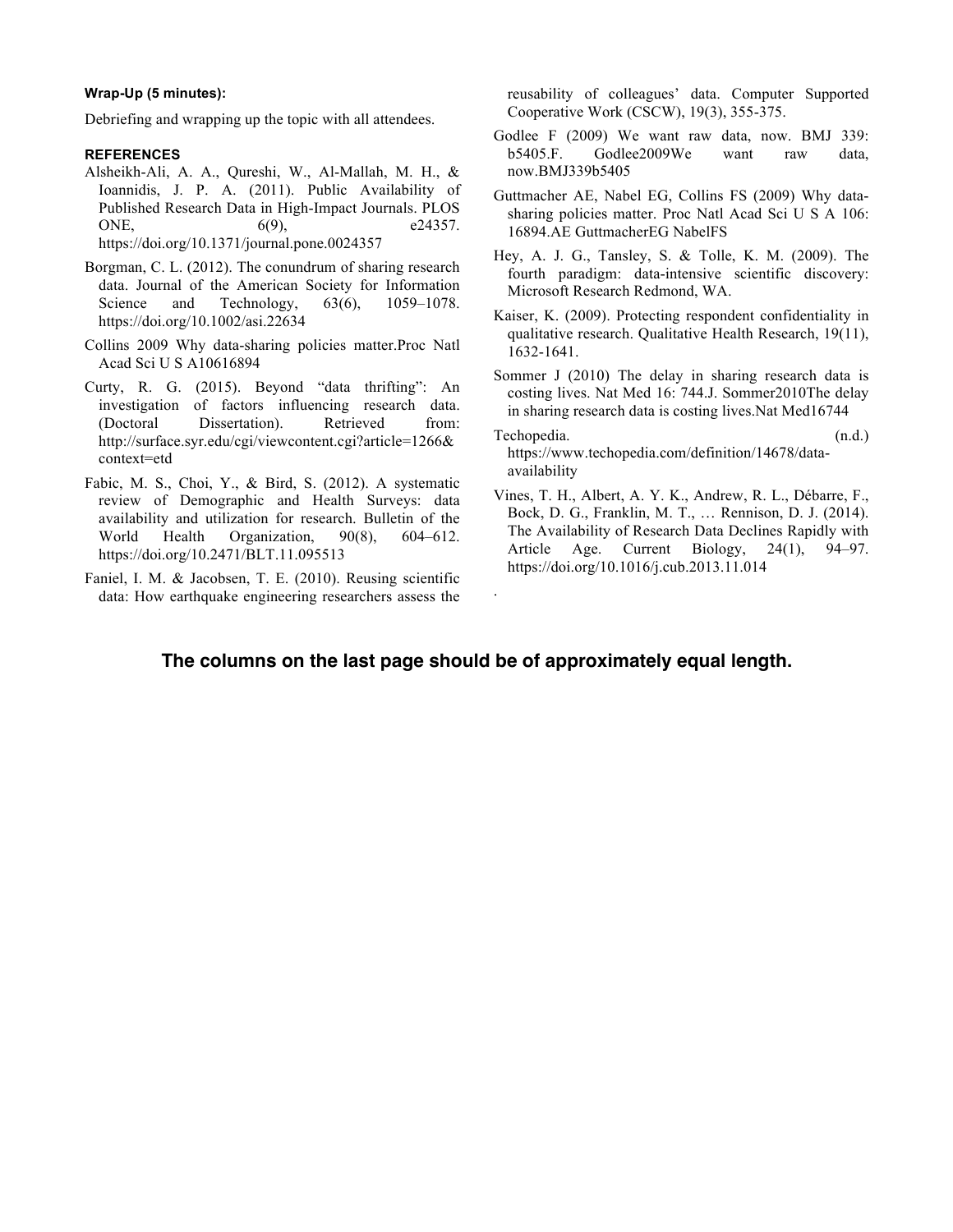**Wrap-Up (5 minutes):**

Debriefing and wrapping up the topic with all attendees.

## REFERENCES

Alsheikh-Ali, A. A., Qureshi, W., Al-Mallah, M. H., & Ioannidis, J. P. A. (2011). Public Availability of Published Research Data in High-Impact Journals. PLOS ONE, 6(9), e24357. https://doi.org/10.1371/journal.pone.0024357

Borgman, C. L. (2012). The conundrum of sharing research data. Journal of the American Society for Information Science and Technology, 63(6), 1059–1078. https://doi.org/10.1002/asi.22634

Collins 2009 Why data-sharing policies matter.Proc Natl Acad Sci U S A10616894

Curty, R. G. (2015). Beyond "data thrifting": An investigation of factors influencing research data. (Doctoral Dissertation). Retrieved from: http://surface.syr.edu/cgi/viewcontent.cgi?article=1266&context=etd

Fabic, M. S., Choi, Y., & Bird, S. (2012). A systematic review of Demographic and Health Surveys: data availability and utilization for research. Bulletin of the World Health Organization, 90(8), 604–612. https://doi.org/10.2471/BLT.11.095513

Faniel, I. M. & Jacobsen, T. E. (2010). Reusing scientific data: How earthquake engineering researchers assess the reusability of colleagues' data. Computer Supported Cooperative Work (CSCW), 19(3), 355-375.

Godlee F (2009) We want raw data, now. BMJ 339: b5405.F. Godlee2009We want raw data, now.BMJ339b5405

Guttmacher AE, Nabel EG, Collins FS (2009) Why data-sharing policies matter. Proc Natl Acad Sci U S A 106: 16894.AE GuttmacherEG NabelFS

Hey, A. J. G., Tansley, S. & Tolle, K. M. (2009). The fourth paradigm: data-intensive scientific discovery: Microsoft Research Redmond, WA.

Kaiser, K. (2009). Protecting respondent confidentiality in qualitative research. Qualitative Health Research, 19(11), 1632-1641.

Sommer J (2010) The delay in sharing research data is costing lives. Nat Med 16: 744.J. Sommer2010The delay in sharing research data is costing lives.Nat Med16744

Techopedia. (n.d.) https://www.techopedia.com/definition/14678/data-availability

Vines, T. H., Albert, A. Y. K., Andrew, R. L., Débarre, F., Bock, D. G., Franklin, M. T., … Rennison, D. J. (2014). The Availability of Research Data Declines Rapidly with Article Age. Current Biology, 24(1), 94–97. https://doi.org/10.1016/j.cub.2013.11.014

.

**The columns on the last page should be of approximately equal length.**